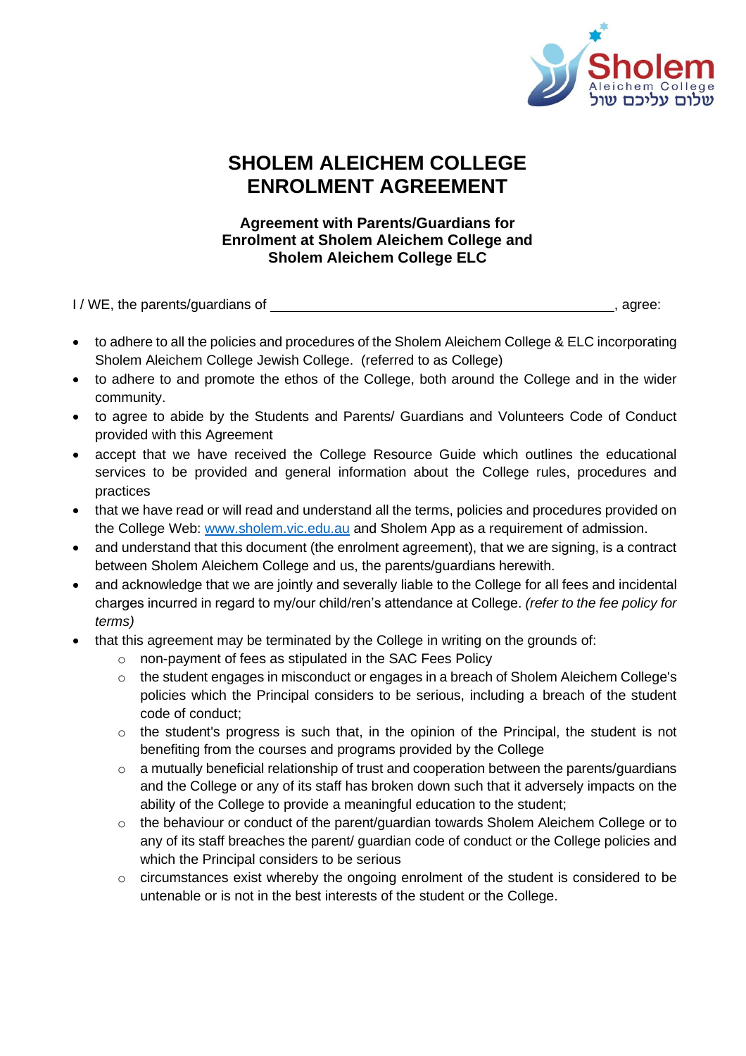# SHOLEM ALEICHEM COLLEGE ENROLMENT AGREEMENT

### Agreement with Parents/Guardians for Enrolment at Sholem Aleichem College and Sholem Aleichem College ELC

I / WE, the parents/guardians of \_\_\_\_\_\_\_\_\_\_\_\_\_\_\_\_\_\_\_\_\_\_\_\_\_\_\_\_\_\_\_\_\_\_\_\_\_\_\_\_\_\_\_\_, agree:

- to adhere to all the policies and procedures of the Sholem Aleichem College & ELC incorporating Sholem Aleichem College Jewish College. (referred to as College)
- to adhere to and promote the ethos of the College, both around the College and in the wider community.
- to agree to abide by the Students and Parents/ Guardians and Volunteers Code of Conduct provided with this Agreement
- accept that we have received the College Resource Guide which outlines the educational services to be provided and general information about the College rules, procedures and practices
- that we have read or will read and understand all the terms, policies and procedures provided on the College Web: [www.sholem.vic.edu.au](http://www.sholem.vic.edu.au) and Sholem App as a requirement of admission.
- and understand that this document (the enrolment agreement), that we are signing, is a contract between Sholem Aleichem College and us, the parents/guardians herewith.
- and acknowledge that we are jointly and severally liable to the College for all fees and incidental charges incurred in regard to my/our child/ren's attendance at College. *(refer to the fee policy for terms)*
- that this agreement may be terminated by the College in writing on the grounds of:
    - non-payment of fees as stipulated in the SAC Fees Policy
    - the student engages in misconduct or engages in a breach of Sholem Aleichem College's policies which the Principal considers to be serious, including a breach of the student code of conduct;
    - the student's progress is such that, in the opinion of the Principal, the student is not benefiting from the courses and programs provided by the College
    - a mutually beneficial relationship of trust and cooperation between the parents/guardians and the College or any of its staff has broken down such that it adversely impacts on the ability of the College to provide a meaningful education to the student;
    - the behaviour or conduct of the parent/guardian towards Sholem Aleichem College or to any of its staff breaches the parent/ guardian code of conduct or the College policies and which the Principal considers to be serious
    - circumstances exist whereby the ongoing enrolment of the student is considered to be untenable or is not in the best interests of the student or the College.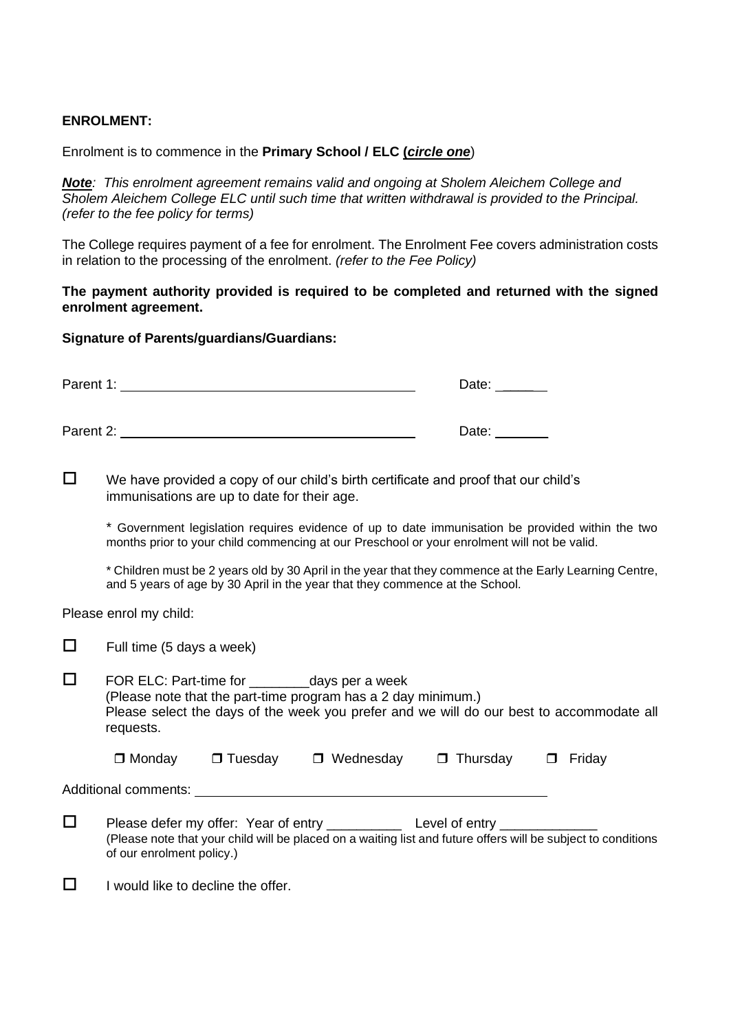**ENROLMENT:**

Enrolment is to commence in the **Primary School / ELC (*circle one*)**

***Note**: This enrolment agreement remains valid and ongoing at Sholem Aleichem College and Sholem Aleichem College ELC until such time that written withdrawal is provided to the Principal. (refer to the fee policy for terms)*

The College requires payment of a fee for enrolment. The Enrolment Fee covers administration costs in relation to the processing of the enrolment. *(refer to the Fee Policy)*

**The payment authority provided is required to be completed and returned with the signed enrolment agreement.**

**Signature of Parents/guardians/Guardians:**

Parent 1: ______________________________ Date: ______

Parent 2: ______________________________ Date: ______

☐ We have provided a copy of our child's birth certificate and proof that our child's immunisations are up to date for their age.

\* Government legislation requires evidence of up to date immunisation be provided within the two months prior to your child commencing at our Preschool or your enrolment will not be valid.

\* Children must be 2 years old by 30 April in the year that they commence at the Early Learning Centre, and 5 years of age by 30 April in the year that they commence at the School.

Please enrol my child:

☐ Full time (5 days a week)

☐ FOR ELC: Part-time for ________days per a week
(Please note that the part-time program has a 2 day minimum.)
Please select the days of the week you prefer and we will do our best to accommodate all requests.

☐ Monday ☐ Tuesday ☐ Wednesday ☐ Thursday ☐ Friday

Additional comments: ______________________________

☐ Please defer my offer: Year of entry __________ Level of entry _____________
(Please note that your child will be placed on a waiting list and future offers will be subject to conditions of our enrolment policy.)

☐ I would like to decline the offer.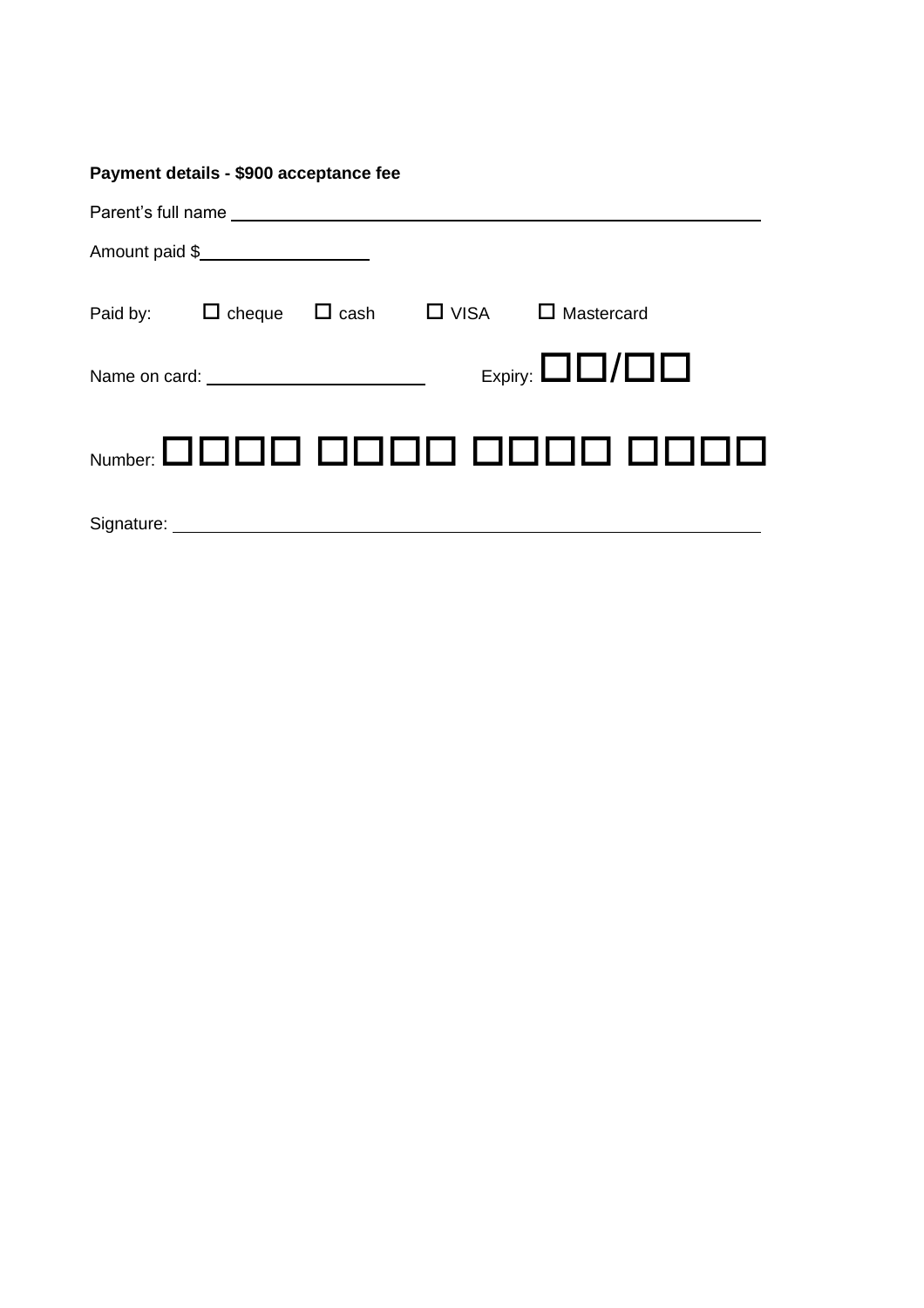**Payment details - $900 acceptance fee**

Parent's full name \_\_\_\_\_\_\_\_\_\_\_\_\_\_\_\_\_\_\_\_\_\_\_\_\_\_\_\_\_\_\_\_\_\_\_\_\_\_\_\_\_\_\_\_\_\_\_\_\_\_\_\_

Amount paid $\_\_\_\_\_\_\_\_\_\_\_\_\_\_\_\_\_

Paid by: ☐ cheque ☐ cash ☐ VISA ☐ Mastercard

Name on card: \_\_\_\_\_\_\_\_\_\_\_\_\_\_\_\_\_\_\_\_\_ Expiry: ☐☐/☐☐

Number: ☐☐☐☐ ☐☐☐☐ ☐☐☐☐ ☐☐☐☐

Signature: \_\_\_\_\_\_\_\_\_\_\_\_\_\_\_\_\_\_\_\_\_\_\_\_\_\_\_\_\_\_\_\_\_\_\_\_\_\_\_\_\_\_\_\_\_\_\_\_\_\_\_\_\_\_\_\_